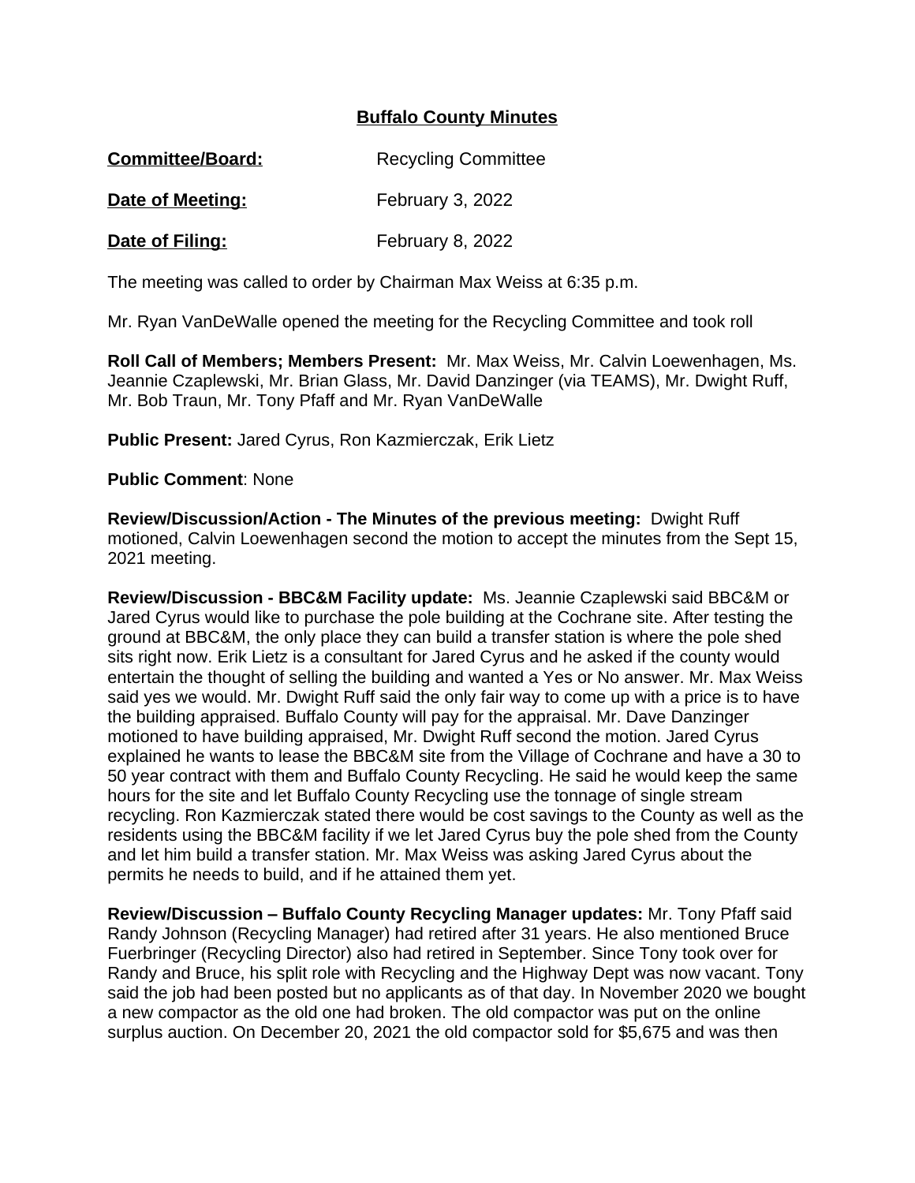# Buffalo County Minutes

**Committee/Board:** Recycling Committee

**Date of Meeting:** February 3, 2022

**Date of Filing:** February 8, 2022

The meeting was called to order by Chairman Max Weiss at 6:35 p.m.

Mr. Ryan VanDeWalle opened the meeting for the Recycling Committee and took roll

**Roll Call of Members; Members Present:** Mr. Max Weiss, Mr. Calvin Loewenhagen, Ms. Jeannie Czaplewski, Mr. Brian Glass, Mr. David Danzinger (via TEAMS), Mr. Dwight Ruff, Mr. Bob Traun, Mr. Tony Pfaff and Mr. Ryan VanDeWalle

**Public Present:** Jared Cyrus, Ron Kazmierczak, Erik Lietz

**Public Comment**: None

**Review/Discussion/Action - The Minutes of the previous meeting:** Dwight Ruff motioned, Calvin Loewenhagen second the motion to accept the minutes from the Sept 15, 2021 meeting.

**Review/Discussion - BBC&M Facility update:** Ms. Jeannie Czaplewski said BBC&M or Jared Cyrus would like to purchase the pole building at the Cochrane site. After testing the ground at BBC&M, the only place they can build a transfer station is where the pole shed sits right now. Erik Lietz is a consultant for Jared Cyrus and he asked if the county would entertain the thought of selling the building and wanted a Yes or No answer. Mr. Max Weiss said yes we would. Mr. Dwight Ruff said the only fair way to come up with a price is to have the building appraised. Buffalo County will pay for the appraisal. Mr. Dave Danzinger motioned to have building appraised, Mr. Dwight Ruff second the motion. Jared Cyrus explained he wants to lease the BBC&M site from the Village of Cochrane and have a 30 to 50 year contract with them and Buffalo County Recycling. He said he would keep the same hours for the site and let Buffalo County Recycling use the tonnage of single stream recycling. Ron Kazmierczak stated there would be cost savings to the County as well as the residents using the BBC&M facility if we let Jared Cyrus buy the pole shed from the County and let him build a transfer station. Mr. Max Weiss was asking Jared Cyrus about the permits he needs to build, and if he attained them yet.

**Review/Discussion – Buffalo County Recycling Manager updates:** Mr. Tony Pfaff said Randy Johnson (Recycling Manager) had retired after 31 years. He also mentioned Bruce Fuerbringer (Recycling Director) also had retired in September. Since Tony took over for Randy and Bruce, his split role with Recycling and the Highway Dept was now vacant. Tony said the job had been posted but no applicants as of that day. In November 2020 we bought a new compactor as the old one had broken. The old compactor was put on the online surplus auction. On December 20, 2021 the old compactor sold for $5,675 and was then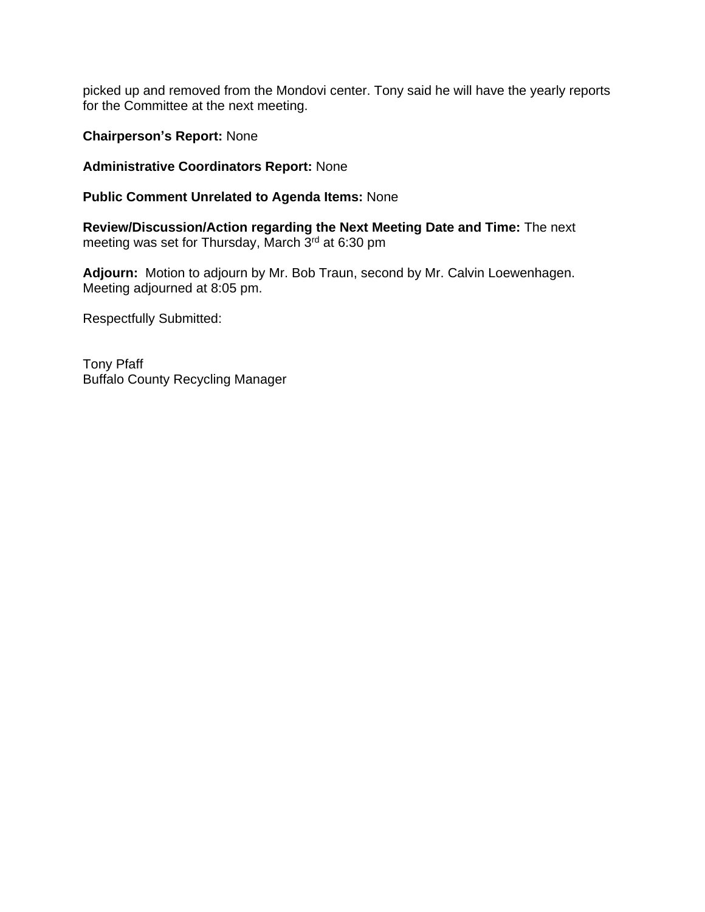picked up and removed from the Mondovi center. Tony said he will have the yearly reports for the Committee at the next meeting.

**Chairperson's Report:** None

**Administrative Coordinators Report:** None

**Public Comment Unrelated to Agenda Items:** None

**Review/Discussion/Action regarding the Next Meeting Date and Time:** The next meeting was set for Thursday, March 3rd at 6:30 pm

**Adjourn:** Motion to adjourn by Mr. Bob Traun, second by Mr. Calvin Loewenhagen. Meeting adjourned at 8:05 pm.

Respectfully Submitted:

Tony Pfaff
Buffalo County Recycling Manager